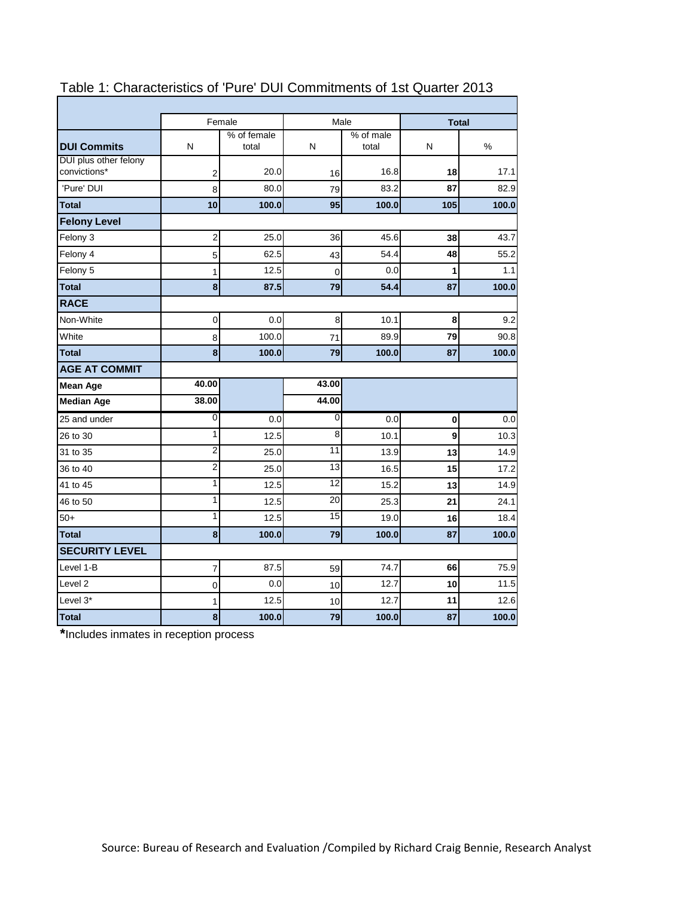# Table 1: Characteristics of 'Pure' DUI Commitments of 1st Quarter 2013

| | Female | | Male | | Total | |
|---|---|---|---|---|---|---|
| **DUI Commits** | N | % of female total | N | % of male total | N | % |
| DUI plus other felony convictions* | 2 | 20.0 | 16 | 16.8 | **18** | 17.1 |
| 'Pure' DUI | 8 | 80.0 | 79 | 83.2 | **87** | 82.9 |
| **Total** | **10** | **100.0** | **95** | **100.0** | **105** | **100.0** |
| **Felony Level** | | | | | | |
| Felony 3 | 2 | 25.0 | 36 | 45.6 | **38** | 43.7 |
| Felony 4 | 5 | 62.5 | 43 | 54.4 | **48** | 55.2 |
| Felony 5 | 1 | 12.5 | 0 | 0.0 | **1** | 1.1 |
| **Total** | **8** | **87.5** | **79** | **54.4** | **87** | **100.0** |
| **RACE** | | | | | | |
| Non-White | 0 | 0.0 | 8 | 10.1 | **8** | 9.2 |
| White | 8 | 100.0 | 71 | 89.9 | **79** | 90.8 |
| **Total** | **8** | **100.0** | **79** | **100.0** | **87** | **100.0** |
| **AGE AT COMMIT** | | | | | | |
| **Mean Age** | **40.00** | | **43.00** | | | |
| **Median Age** | **38.00** | | **44.00** | | | |
| 25 and under | 0 | 0.0 | 0 | 0.0 | **0** | 0.0 |
| 26 to 30 | 1 | 12.5 | 8 | 10.1 | **9** | 10.3 |
| 31 to 35 | 2 | 25.0 | 11 | 13.9 | **13** | 14.9 |
| 36 to 40 | 2 | 25.0 | 13 | 16.5 | **15** | 17.2 |
| 41 to 45 | 1 | 12.5 | 12 | 15.2 | **13** | 14.9 |
| 46 to 50 | 1 | 12.5 | 20 | 25.3 | **21** | 24.1 |
| 50+ | 1 | 12.5 | 15 | 19.0 | **16** | 18.4 |
| **Total** | **8** | **100.0** | **79** | **100.0** | **87** | **100.0** |
| **SECURITY LEVEL** | | | | | | |
| Level 1-B | 7 | 87.5 | 59 | 74.7 | **66** | 75.9 |
| Level 2 | 0 | 0.0 | 10 | 12.7 | **10** | 11.5 |
| Level 3* | 1 | 12.5 | 10 | 12.7 | **11** | 12.6 |
| **Total** | **8** | **100.0** | **79** | **100.0** | **87** | **100.0** |

**\***Includes inmates in reception process

Source: Bureau of Research and Evaluation /Compiled by Richard Craig Bennie, Research Analyst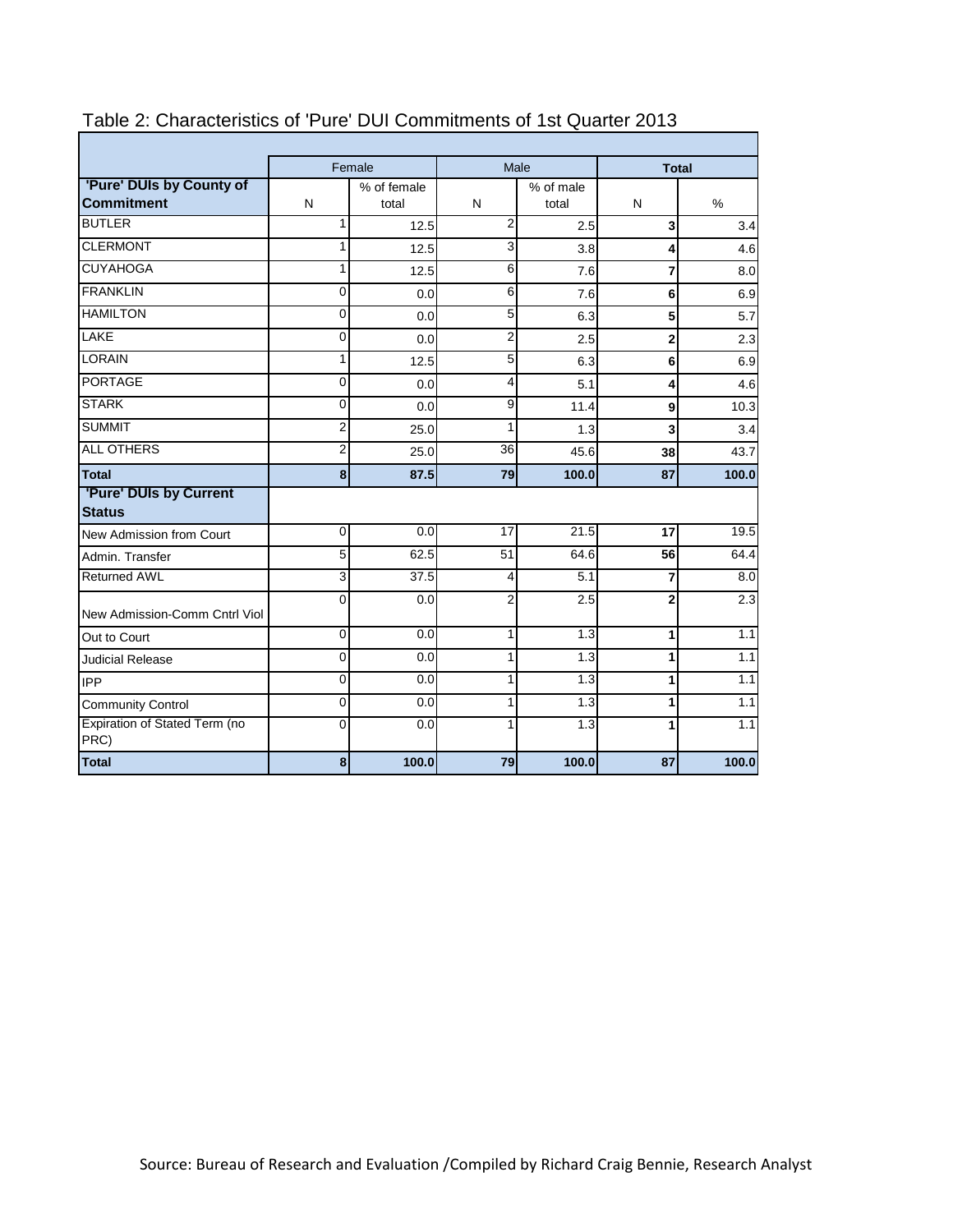# Table 2: Characteristics of 'Pure' DUI Commitments of 1st Quarter 2013

| | Female | | Male | | Total | |
|---|---|---|---|---|---|---|
| **'Pure' DUIs by County of Commitment** | N | % of female total | N | % of male total | N | % |
| BUTLER | 1 | 12.5 | 2 | 2.5 | **3** | 3.4 |
| CLERMONT | 1 | 12.5 | 3 | 3.8 | **4** | 4.6 |
| CUYAHOGA | 1 | 12.5 | 6 | 7.6 | **7** | 8.0 |
| FRANKLIN | 0 | 0.0 | 6 | 7.6 | **6** | 6.9 |
| HAMILTON | 0 | 0.0 | 5 | 6.3 | **5** | 5.7 |
| LAKE | 0 | 0.0 | 2 | 2.5 | **2** | 2.3 |
| LORAIN | 1 | 12.5 | 5 | 6.3 | **6** | 6.9 |
| PORTAGE | 0 | 0.0 | 4 | 5.1 | **4** | 4.6 |
| STARK | 0 | 0.0 | 9 | 11.4 | **9** | 10.3 |
| SUMMIT | 2 | 25.0 | 1 | 1.3 | **3** | 3.4 |
| ALL OTHERS | 2 | 25.0 | 36 | 45.6 | **38** | 43.7 |
| **Total** | **8** | **87.5** | **79** | **100.0** | **87** | **100.0** |
| **'Pure' DUIs by Current Status** | | | | | | |
| New Admission from Court | 0 | 0.0 | 17 | 21.5 | **17** | 19.5 |
| Admin. Transfer | 5 | 62.5 | 51 | 64.6 | **56** | 64.4 |
| Returned AWL | 3 | 37.5 | 4 | 5.1 | **7** | 8.0 |
| New Admission-Comm Cntrl Viol | 0 | 0.0 | 2 | 2.5 | **2** | 2.3 |
| Out to Court | 0 | 0.0 | 1 | 1.3 | **1** | 1.1 |
| Judicial Release | 0 | 0.0 | 1 | 1.3 | **1** | 1.1 |
| IPP | 0 | 0.0 | 1 | 1.3 | **1** | 1.1 |
| Community Control | 0 | 0.0 | 1 | 1.3 | **1** | 1.1 |
| Expiration of Stated Term (no PRC) | 0 | 0.0 | 1 | 1.3 | **1** | 1.1 |
| **Total** | **8** | **100.0** | **79** | **100.0** | **87** | **100.0** |

Source: Bureau of Research and Evaluation /Compiled by Richard Craig Bennie, Research Analyst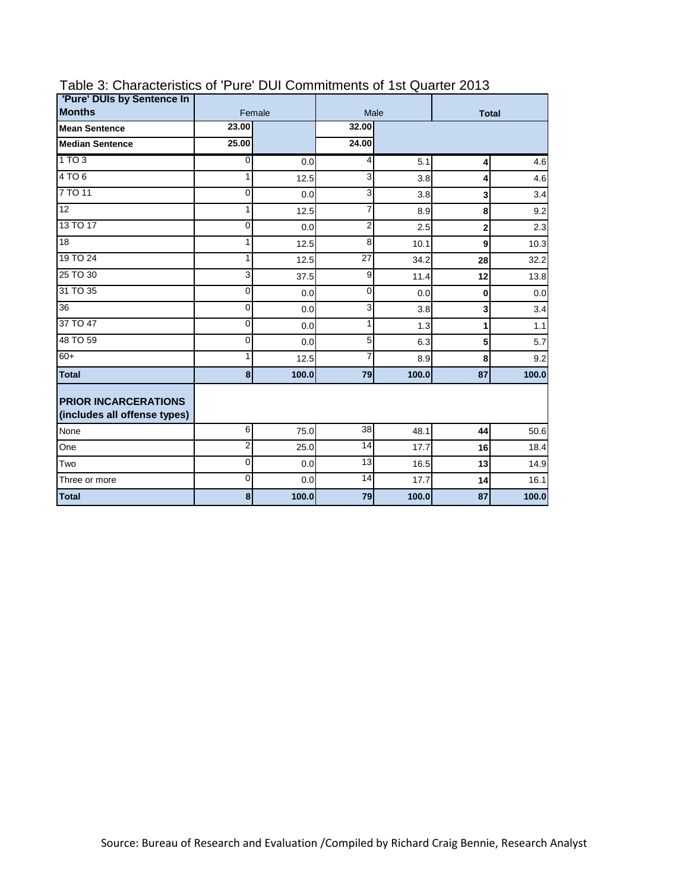## Table 3: Characteristics of 'Pure' DUI Commitments of 1st Quarter 2013

| 'Pure' DUIs by Sentence In Months | Female | | Male | | Total | |
|---|---|---|---|---|---|---|
| **Mean Sentence** | **23.00** | | **32.00** | | | |
| **Median Sentence** | **25.00** | | **24.00** | | | |
| 1 TO 3 | 0 | 0.0 | 4 | 5.1 | **4** | 4.6 |
| 4 TO 6 | 1 | 12.5 | 3 | 3.8 | **4** | 4.6 |
| 7 TO 11 | 0 | 0.0 | 3 | 3.8 | **3** | 3.4 |
| 12 | 1 | 12.5 | 7 | 8.9 | **8** | 9.2 |
| 13 TO 17 | 0 | 0.0 | 2 | 2.5 | **2** | 2.3 |
| 18 | 1 | 12.5 | 8 | 10.1 | **9** | 10.3 |
| 19 TO 24 | 1 | 12.5 | 27 | 34.2 | **28** | 32.2 |
| 25 TO 30 | 3 | 37.5 | 9 | 11.4 | **12** | 13.8 |
| 31 TO 35 | 0 | 0.0 | 0 | 0.0 | **0** | 0.0 |
| 36 | 0 | 0.0 | 3 | 3.8 | **3** | 3.4 |
| 37 TO 47 | 0 | 0.0 | 1 | 1.3 | **1** | 1.1 |
| 48 TO 59 | 0 | 0.0 | 5 | 6.3 | **5** | 5.7 |
| 60+ | 1 | 12.5 | 7 | 8.9 | **8** | 9.2 |
| **Total** | **8** | **100.0** | **79** | **100.0** | **87** | **100.0** |
| **PRIOR INCARCERATIONS (includes all offense types)** | | | | | | |
| None | 6 | 75.0 | 38 | 48.1 | **44** | 50.6 |
| One | 2 | 25.0 | 14 | 17.7 | **16** | 18.4 |
| Two | 0 | 0.0 | 13 | 16.5 | **13** | 14.9 |
| Three or more | 0 | 0.0 | 14 | 17.7 | **14** | 16.1 |
| **Total** | **8** | **100.0** | **79** | **100.0** | **87** | **100.0** |

Source: Bureau of Research and Evaluation /Compiled by Richard Craig Bennie, Research Analyst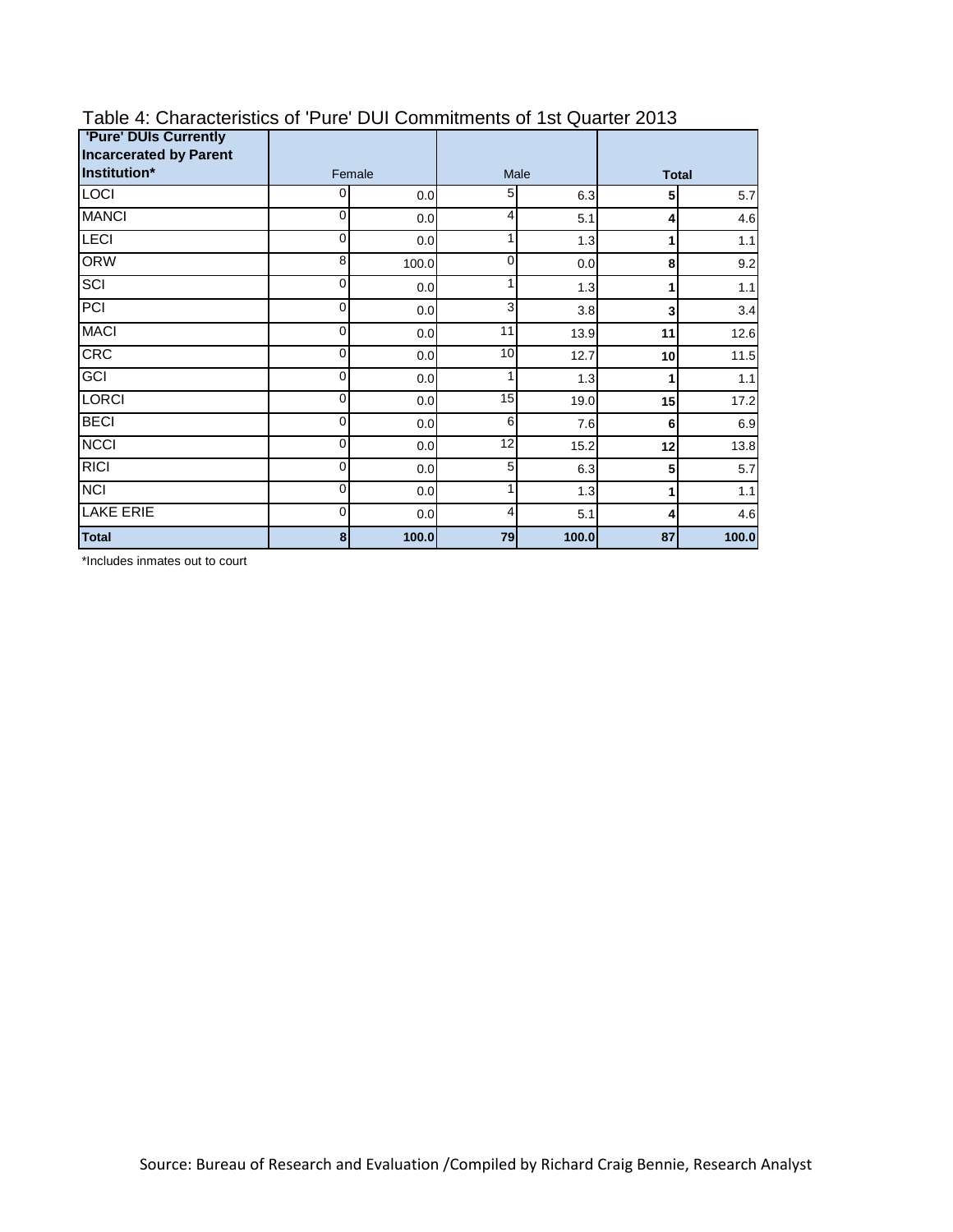Table 4: Characteristics of 'Pure' DUI Commitments of 1st Quarter 2013

| 'Pure' DUIs Currently Incarcerated by Parent Institution* | Female | | Male | | Total | |
|---|---|---|---|---|---|---|
| LOCI | 0 | 0.0 | 5 | 6.3 | **5** | 5.7 |
| MANCI | 0 | 0.0 | 4 | 5.1 | **4** | 4.6 |
| LECI | 0 | 0.0 | 1 | 1.3 | **1** | 1.1 |
| ORW | 8 | 100.0 | 0 | 0.0 | **8** | 9.2 |
| SCI | 0 | 0.0 | 1 | 1.3 | **1** | 1.1 |
| PCI | 0 | 0.0 | 3 | 3.8 | **3** | 3.4 |
| MACI | 0 | 0.0 | 11 | 13.9 | **11** | 12.6 |
| CRC | 0 | 0.0 | 10 | 12.7 | **10** | 11.5 |
| GCI | 0 | 0.0 | 1 | 1.3 | **1** | 1.1 |
| LORCI | 0 | 0.0 | 15 | 19.0 | **15** | 17.2 |
| BECI | 0 | 0.0 | 6 | 7.6 | **6** | 6.9 |
| NCCI | 0 | 0.0 | 12 | 15.2 | **12** | 13.8 |
| RICI | 0 | 0.0 | 5 | 6.3 | **5** | 5.7 |
| NCI | 0 | 0.0 | 1 | 1.3 | **1** | 1.1 |
| LAKE ERIE | 0 | 0.0 | 4 | 5.1 | **4** | 4.6 |
| **Total** | **8** | **100.0** | **79** | **100.0** | **87** | **100.0** |

*Includes inmates out to court

Source: Bureau of Research and Evaluation /Compiled by Richard Craig Bennie, Research Analyst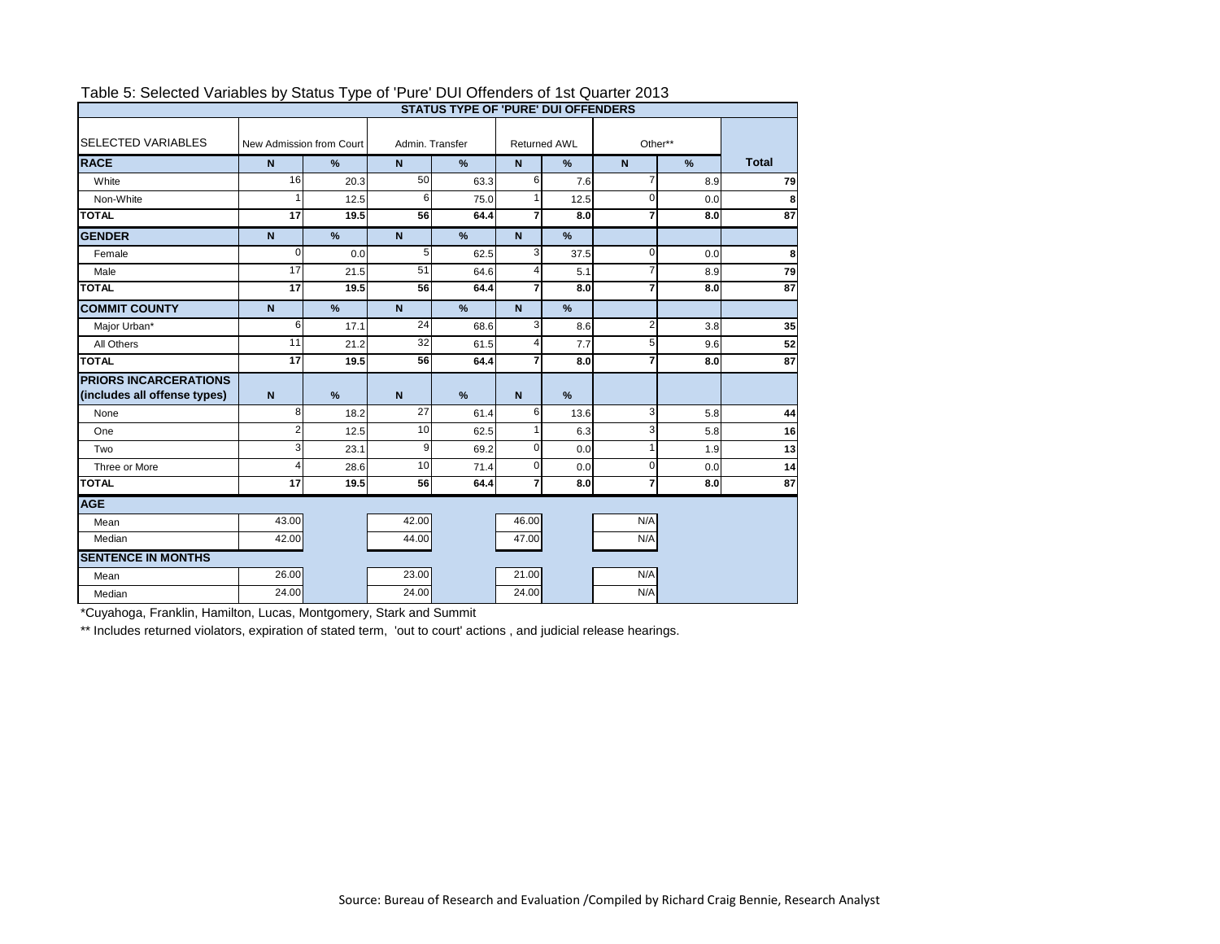Table 5: Selected Variables by Status Type of 'Pure' DUI Offenders of 1st Quarter 2013

| SELECTED VARIABLES | STATUS TYPE OF 'PURE' DUI OFFENDERS | | | | | | | | |
|---|---|---|---|---|---|---|---|---|---|
| | New Admission from Court | | Admin. Transfer | | Returned AWL | | Other** | | |
| **RACE** | **N** | **%** | **N** | **%** | **N** | **%** | **N** | **%** | **Total** |
| White | 16 | 20.3 | 50 | 63.3 | 6 | 7.6 | 7 | 8.9 | **79** |
| Non-White | 1 | 12.5 | 6 | 75.0 | 1 | 12.5 | 0 | 0.0 | **8** |
| **TOTAL** | **17** | **19.5** | **56** | **64.4** | **7** | **8.0** | **7** | **8.0** | **87** |
| **GENDER** | **N** | **%** | **N** | **%** | **N** | **%** | | | |
| Female | 0 | 0.0 | 5 | 62.5 | 3 | 37.5 | 0 | 0.0 | **8** |
| Male | 17 | 21.5 | 51 | 64.6 | 4 | 5.1 | 7 | 8.9 | **79** |
| **TOTAL** | **17** | **19.5** | **56** | **64.4** | **7** | **8.0** | **7** | **8.0** | **87** |
| **COMMIT COUNTY** | **N** | **%** | **N** | **%** | **N** | **%** | | | |
| Major Urban* | 6 | 17.1 | 24 | 68.6 | 3 | 8.6 | 2 | 3.8 | **35** |
| All Others | 11 | 21.2 | 32 | 61.5 | 4 | 7.7 | 5 | 9.6 | **52** |
| **TOTAL** | **17** | **19.5** | **56** | **64.4** | **7** | **8.0** | **7** | **8.0** | **87** |
| **PRIORS INCARCERATIONS (includes all offense types)** | **N** | **%** | **N** | **%** | **N** | **%** | | | |
| None | 8 | 18.2 | 27 | 61.4 | 6 | 13.6 | 3 | 5.8 | **44** |
| One | 2 | 12.5 | 10 | 62.5 | 1 | 6.3 | 3 | 5.8 | **16** |
| Two | 3 | 23.1 | 9 | 69.2 | 0 | 0.0 | 1 | 1.9 | **13** |
| Three or More | 4 | 28.6 | 10 | 71.4 | 0 | 0.0 | 0 | 0.0 | **14** |
| **TOTAL** | **17** | **19.5** | **56** | **64.4** | **7** | **8.0** | **7** | **8.0** | **87** |
| **AGE** | | | | | | | | | |
| Mean | 43.00 | | 42.00 | | 46.00 | | N/A | | |
| Median | 42.00 | | 44.00 | | 47.00 | | N/A | | |
| **SENTENCE IN MONTHS** | | | | | | | | | |
| Mean | 26.00 | | 23.00 | | 21.00 | | N/A | | |
| Median | 24.00 | | 24.00 | | 24.00 | | N/A | | |

*Cuyahoga, Franklin, Hamilton, Lucas, Montgomery, Stark and Summit

** Includes returned violators, expiration of stated term, 'out to court' actions , and judicial release hearings.

Source: Bureau of Research and Evaluation /Compiled by Richard Craig Bennie, Research Analyst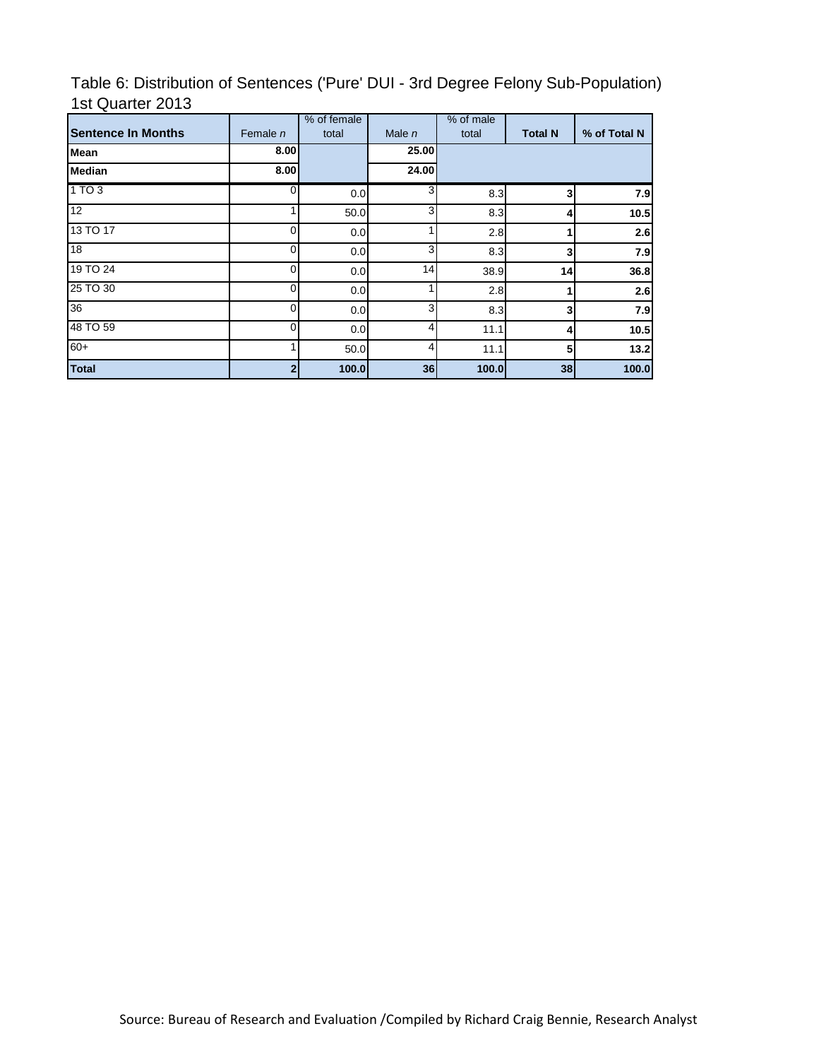Table 6: Distribution of Sentences ('Pure' DUI - 3rd Degree Felony Sub-Population) 1st Quarter 2013

| **Sentence In Months** | Female *n* | % of female total | Male *n* | % of male total | **Total N** | **% of Total N** |
|---|---|---|---|---|---|---|
| **Mean** | **8.00** | | **25.00** | | | |
| **Median** | **8.00** | | **24.00** | | | |
| 1 TO 3 | 0 | 0.0 | 3 | 8.3 | **3** | **7.9** |
| 12 | 1 | 50.0 | 3 | 8.3 | **4** | **10.5** |
| 13 TO 17 | 0 | 0.0 | 1 | 2.8 | **1** | **2.6** |
| 18 | 0 | 0.0 | 3 | 8.3 | **3** | **7.9** |
| 19 TO 24 | 0 | 0.0 | 14 | 38.9 | **14** | **36.8** |
| 25 TO 30 | 0 | 0.0 | 1 | 2.8 | **1** | **2.6** |
| 36 | 0 | 0.0 | 3 | 8.3 | **3** | **7.9** |
| 48 TO 59 | 0 | 0.0 | 4 | 11.1 | **4** | **10.5** |
| 60+ | 1 | 50.0 | 4 | 11.1 | **5** | **13.2** |
| **Total** | **2** | **100.0** | **36** | **100.0** | **38** | **100.0** |

Source: Bureau of Research and Evaluation /Compiled by Richard Craig Bennie, Research Analyst